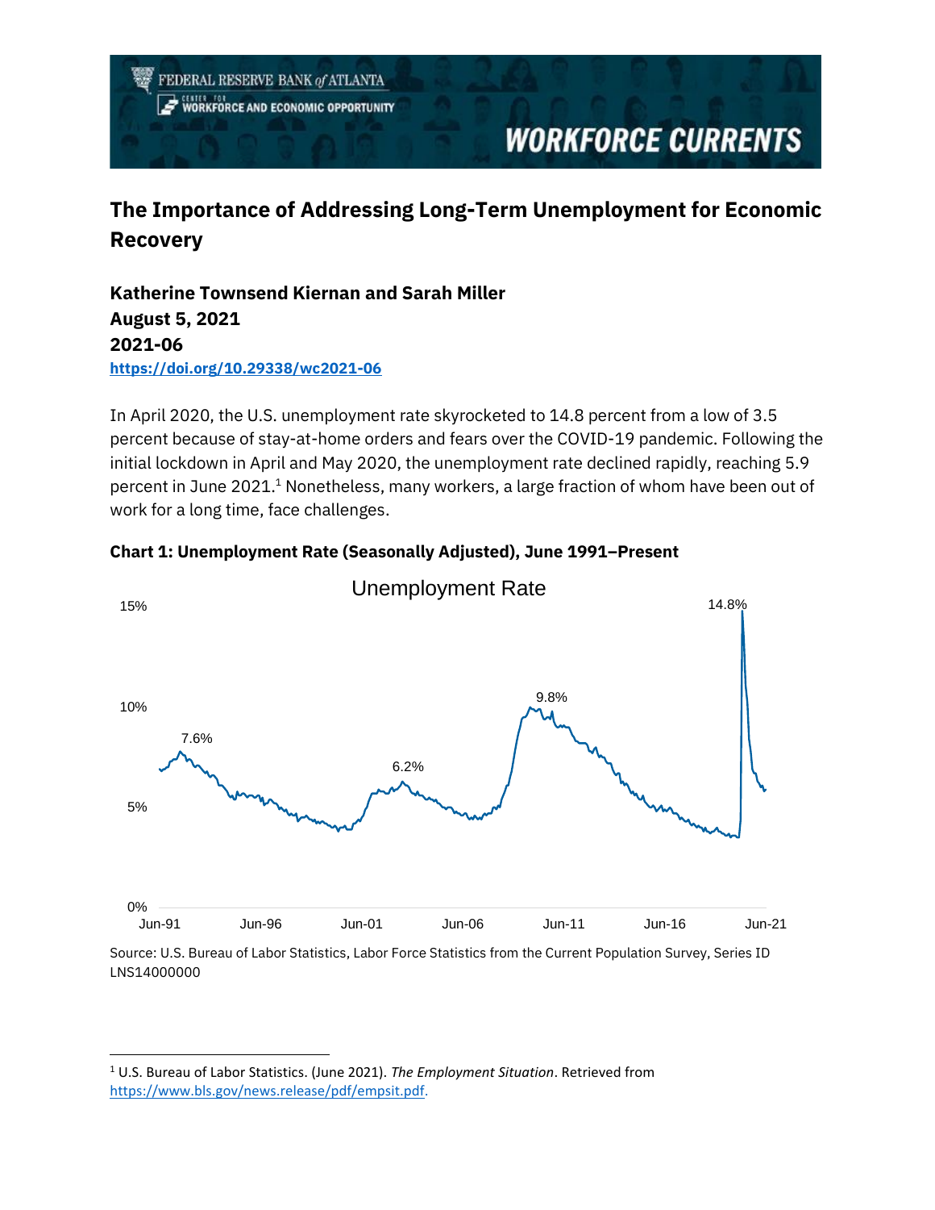FEDERAL RESERVE BANK of ATLANTA
CENTER FOR WORKFORCE AND ECONOMIC OPPORTUNITY

WORKFORCE CURRENTS

# The Importance of Addressing Long-Term Unemployment for Economic Recovery

**Katherine Townsend Kiernan and Sarah Miller**
**August 5, 2021**
**2021-06**
**https://doi.org/10.29338/wc2021-06**

In April 2020, the U.S. unemployment rate skyrocketed to 14.8 percent from a low of 3.5 percent because of stay-at-home orders and fears over the COVID-19 pandemic. Following the initial lockdown in April and May 2020, the unemployment rate declined rapidly, reaching 5.9 percent in June 2021.[1] Nonetheless, many workers, a large fraction of whom have been out of work for a long time, face challenges.

**Chart 1: Unemployment Rate (Seasonally Adjusted), June 1991–Present**

Source: U.S. Bureau of Labor Statistics, Labor Force Statistics from the Current Population Survey, Series ID LNS14000000

---

[1] U.S. Bureau of Labor Statistics. (June 2021). *The Employment Situation*. Retrieved from https://www.bls.gov/news.release/pdf/empsit.pdf.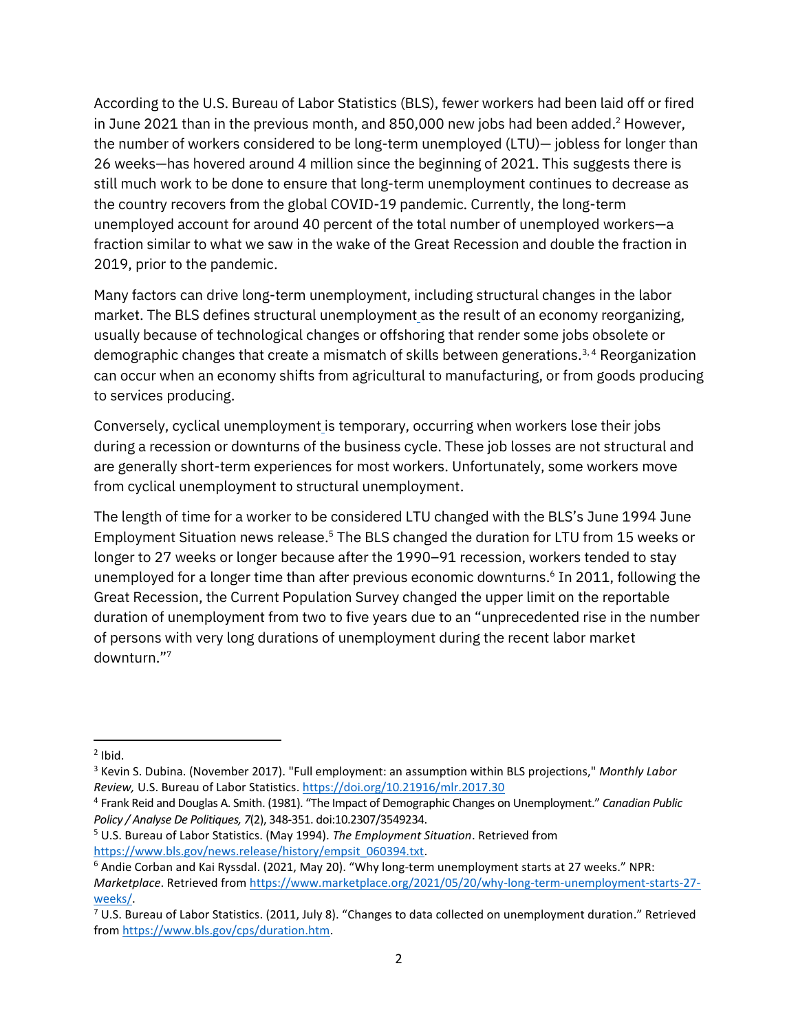According to the U.S. Bureau of Labor Statistics (BLS), fewer workers had been laid off or fired in June 2021 than in the previous month, and 850,000 new jobs had been added.[2] However, the number of workers considered to be long-term unemployed (LTU)— jobless for longer than 26 weeks—has hovered around 4 million since the beginning of 2021. This suggests there is still much work to be done to ensure that long-term unemployment continues to decrease as the country recovers from the global COVID-19 pandemic. Currently, the long-term unemployed account for around 40 percent of the total number of unemployed workers—a fraction similar to what we saw in the wake of the Great Recession and double the fraction in 2019, prior to the pandemic.

Many factors can drive long-term unemployment, including structural changes in the labor market. The BLS defines structural unemployment as the result of an economy reorganizing, usually because of technological changes or offshoring that render some jobs obsolete or demographic changes that create a mismatch of skills between generations.[3, 4] Reorganization can occur when an economy shifts from agricultural to manufacturing, or from goods producing to services producing.

Conversely, cyclical unemployment is temporary, occurring when workers lose their jobs during a recession or downturns of the business cycle. These job losses are not structural and are generally short-term experiences for most workers. Unfortunately, some workers move from cyclical unemployment to structural unemployment.

The length of time for a worker to be considered LTU changed with the BLS's June 1994 June Employment Situation news release.[5] The BLS changed the duration for LTU from 15 weeks or longer to 27 weeks or longer because after the 1990–91 recession, workers tended to stay unemployed for a longer time than after previous economic downturns.[6] In 2011, following the Great Recession, the Current Population Survey changed the upper limit on the reportable duration of unemployment from two to five years due to an "unprecedented rise in the number of persons with very long durations of unemployment during the recent labor market downturn."[7]

---

[2] Ibid.

[3] Kevin S. Dubina. (November 2017). "Full employment: an assumption within BLS projections," *Monthly Labor Review,* U.S. Bureau of Labor Statistics. https://doi.org/10.21916/mlr.2017.30

[4] Frank Reid and Douglas A. Smith. (1981). "The Impact of Demographic Changes on Unemployment." *Canadian Public Policy / Analyse De Politiques, 7*(2), 348-351. doi:10.2307/3549234.

[5] U.S. Bureau of Labor Statistics. (May 1994). *The Employment Situation*. Retrieved from https://www.bls.gov/news.release/history/empsit_060394.txt.

[6] Andie Corban and Kai Ryssdal. (2021, May 20). "Why long-term unemployment starts at 27 weeks." NPR: *Marketplace*. Retrieved from https://www.marketplace.org/2021/05/20/why-long-term-unemployment-starts-27-weeks/.

[7] U.S. Bureau of Labor Statistics. (2011, July 8). "Changes to data collected on unemployment duration." Retrieved from https://www.bls.gov/cps/duration.htm.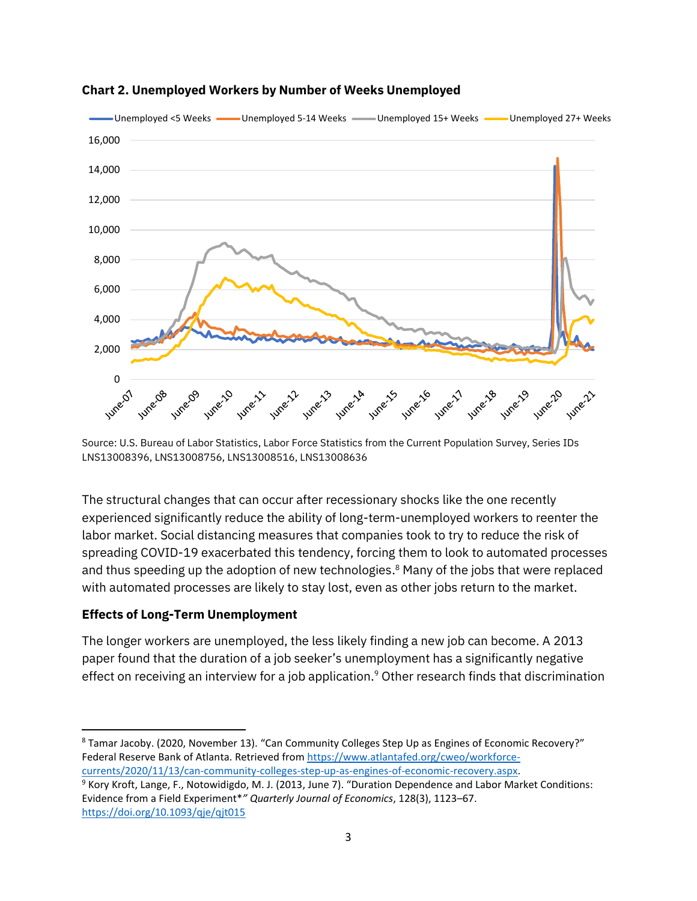**Chart 2. Unemployed Workers by Number of Weeks Unemployed**

Source: U.S. Bureau of Labor Statistics, Labor Force Statistics from the Current Population Survey, Series IDs LNS13008396, LNS13008756, LNS13008516, LNS13008636

The structural changes that can occur after recessionary shocks like the one recently experienced significantly reduce the ability of long-term-unemployed workers to reenter the labor market. Social distancing measures that companies took to try to reduce the risk of spreading COVID-19 exacerbated this tendency, forcing them to look to automated processes and thus speeding up the adoption of new technologies.[8] Many of the jobs that were replaced with automated processes are likely to stay lost, even as other jobs return to the market.

**Effects of Long-Term Unemployment**

The longer workers are unemployed, the less likely finding a new job can become. A 2013 paper found that the duration of a job seeker's unemployment has a significantly negative effect on receiving an interview for a job application.[9] Other research finds that discrimination

---

[8] Tamar Jacoby. (2020, November 13). "Can Community Colleges Step Up as Engines of Economic Recovery?" Federal Reserve Bank of Atlanta. Retrieved from https://www.atlantafed.org/cweo/workforce-currents/2020/11/13/can-community-colleges-step-up-as-engines-of-economic-recovery.aspx.

[9] Kory Kroft, Lange, F., Notowidigdo, M. J. (2013, June 7). "Duration Dependence and Labor Market Conditions: Evidence from a Field Experiment*" *Quarterly Journal of Economics*, 128(3), 1123–67. https://doi.org/10.1093/qje/qjt015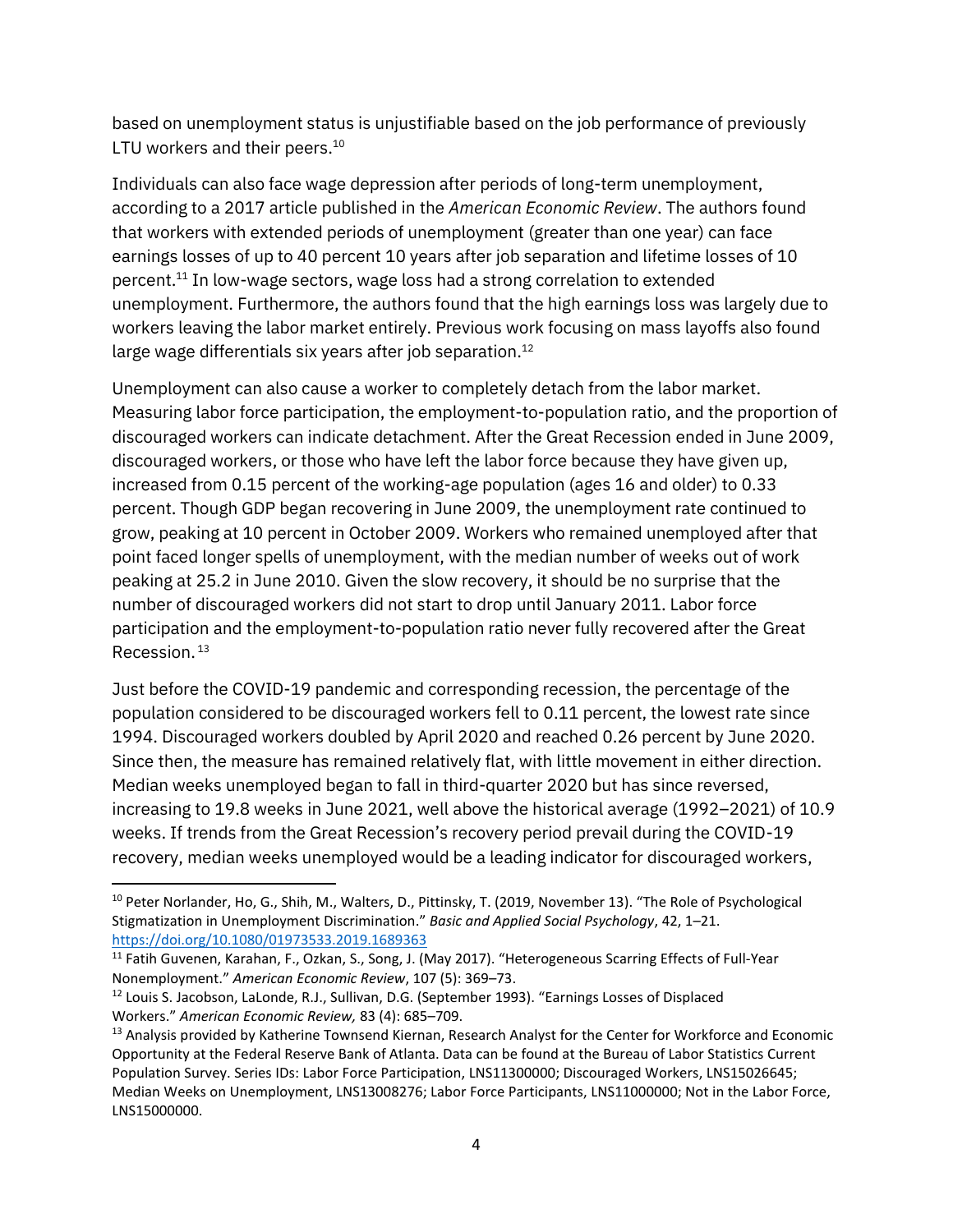based on unemployment status is unjustifiable based on the job performance of previously LTU workers and their peers.[10]

Individuals can also face wage depression after periods of long-term unemployment, according to a 2017 article published in the *American Economic Review*. The authors found that workers with extended periods of unemployment (greater than one year) can face earnings losses of up to 40 percent 10 years after job separation and lifetime losses of 10 percent.[11] In low-wage sectors, wage loss had a strong correlation to extended unemployment. Furthermore, the authors found that the high earnings loss was largely due to workers leaving the labor market entirely. Previous work focusing on mass layoffs also found large wage differentials six years after job separation.[12]

Unemployment can also cause a worker to completely detach from the labor market. Measuring labor force participation, the employment-to-population ratio, and the proportion of discouraged workers can indicate detachment. After the Great Recession ended in June 2009, discouraged workers, or those who have left the labor force because they have given up, increased from 0.15 percent of the working-age population (ages 16 and older) to 0.33 percent. Though GDP began recovering in June 2009, the unemployment rate continued to grow, peaking at 10 percent in October 2009. Workers who remained unemployed after that point faced longer spells of unemployment, with the median number of weeks out of work peaking at 25.2 in June 2010. Given the slow recovery, it should be no surprise that the number of discouraged workers did not start to drop until January 2011. Labor force participation and the employment-to-population ratio never fully recovered after the Great Recession.[13]

Just before the COVID-19 pandemic and corresponding recession, the percentage of the population considered to be discouraged workers fell to 0.11 percent, the lowest rate since 1994. Discouraged workers doubled by April 2020 and reached 0.26 percent by June 2020. Since then, the measure has remained relatively flat, with little movement in either direction. Median weeks unemployed began to fall in third-quarter 2020 but has since reversed, increasing to 19.8 weeks in June 2021, well above the historical average (1992–2021) of 10.9 weeks. If trends from the Great Recession's recovery period prevail during the COVID-19 recovery, median weeks unemployed would be a leading indicator for discouraged workers,

---

[10] Peter Norlander, Ho, G., Shih, M., Walters, D., Pittinsky, T. (2019, November 13). "The Role of Psychological Stigmatization in Unemployment Discrimination." *Basic and Applied Social Psychology*, 42, 1–21. https://doi.org/10.1080/01973533.2019.1689363

[11] Fatih Guvenen, Karahan, F., Ozkan, S., Song, J. (May 2017). "Heterogeneous Scarring Effects of Full-Year Nonemployment." *American Economic Review*, 107 (5): 369–73.

[12] Louis S. Jacobson, LaLonde, R.J., Sullivan, D.G. (September 1993). "Earnings Losses of Displaced Workers." *American Economic Review,* 83 (4): 685–709.

[13] Analysis provided by Katherine Townsend Kiernan, Research Analyst for the Center for Workforce and Economic Opportunity at the Federal Reserve Bank of Atlanta. Data can be found at the Bureau of Labor Statistics Current Population Survey. Series IDs: Labor Force Participation, LNS11300000; Discouraged Workers, LNS15026645; Median Weeks on Unemployment, LNS13008276; Labor Force Participants, LNS11000000; Not in the Labor Force, LNS15000000.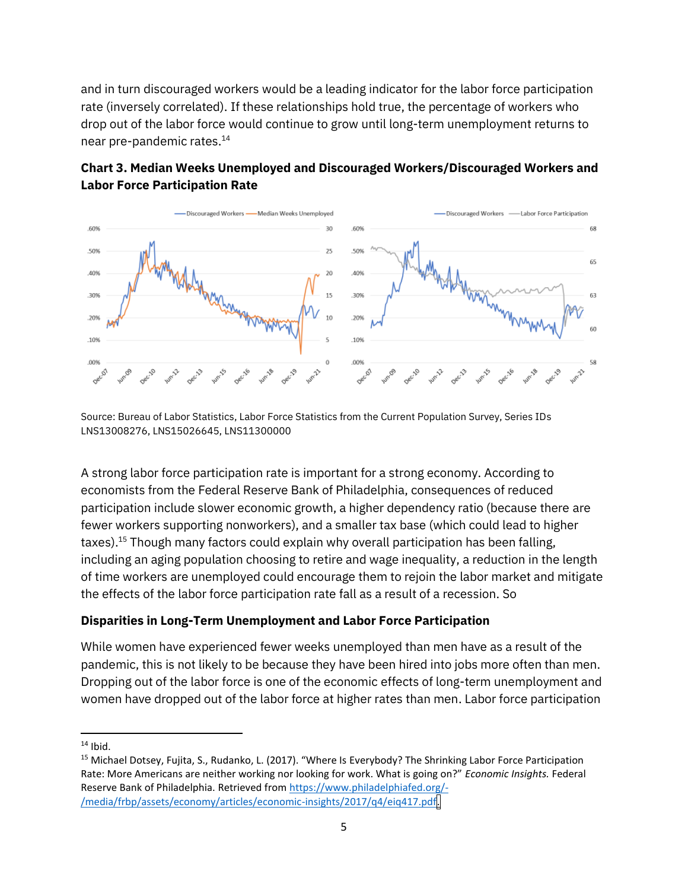and in turn discouraged workers would be a leading indicator for the labor force participation rate (inversely correlated). If these relationships hold true, the percentage of workers who drop out of the labor force would continue to grow until long-term unemployment returns to near pre-pandemic rates.[14]

**Chart 3. Median Weeks Unemployed and Discouraged Workers/Discouraged Workers and Labor Force Participation Rate**

Source: Bureau of Labor Statistics, Labor Force Statistics from the Current Population Survey, Series IDs LNS13008276, LNS15026645, LNS11300000

A strong labor force participation rate is important for a strong economy. According to economists from the Federal Reserve Bank of Philadelphia, consequences of reduced participation include slower economic growth, a higher dependency ratio (because there are fewer workers supporting nonworkers), and a smaller tax base (which could lead to higher taxes).[15] Though many factors could explain why overall participation has been falling, including an aging population choosing to retire and wage inequality, a reduction in the length of time workers are unemployed could encourage them to rejoin the labor market and mitigate the effects of the labor force participation rate fall as a result of a recession. So

## Disparities in Long-Term Unemployment and Labor Force Participation

While women have experienced fewer weeks unemployed than men have as a result of the pandemic, this is not likely to be because they have been hired into jobs more often than men. Dropping out of the labor force is one of the economic effects of long-term unemployment and women have dropped out of the labor force at higher rates than men. Labor force participation

[14] Ibid.

[15] Michael Dotsey, Fujita, S., Rudanko, L. (2017). "Where Is Everybody? The Shrinking Labor Force Participation Rate: More Americans are neither working nor looking for work. What is going on?" *Economic Insights.* Federal Reserve Bank of Philadelphia. Retrieved from https://www.philadelphiafed.org/-/media/frbp/assets/economy/articles/economic-insights/2017/q4/eiq417.pdf.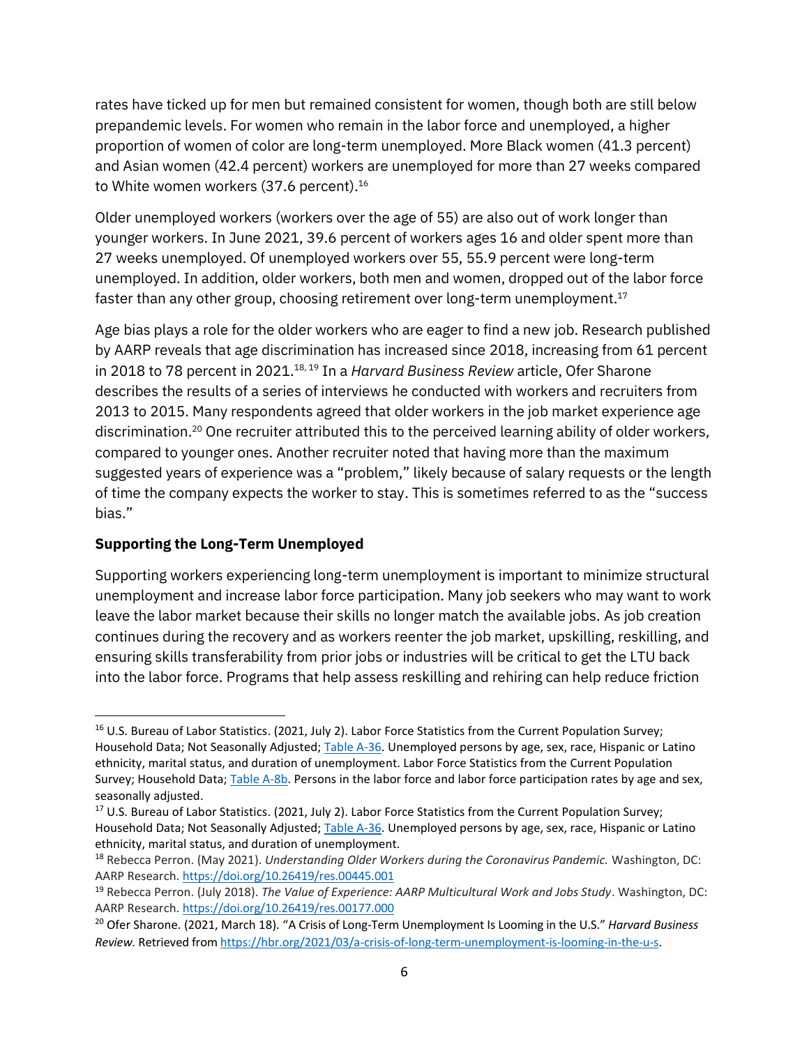rates have ticked up for men but remained consistent for women, though both are still below prepandemic levels. For women who remain in the labor force and unemployed, a higher proportion of women of color are long-term unemployed. More Black women (41.3 percent) and Asian women (42.4 percent) workers are unemployed for more than 27 weeks compared to White women workers (37.6 percent).[16]

Older unemployed workers (workers over the age of 55) are also out of work longer than younger workers. In June 2021, 39.6 percent of workers ages 16 and older spent more than 27 weeks unemployed. Of unemployed workers over 55, 55.9 percent were long-term unemployed. In addition, older workers, both men and women, dropped out of the labor force faster than any other group, choosing retirement over long-term unemployment.[17]

Age bias plays a role for the older workers who are eager to find a new job. Research published by AARP reveals that age discrimination has increased since 2018, increasing from 61 percent in 2018 to 78 percent in 2021.[18, 19] In a *Harvard Business Review* article, Ofer Sharone describes the results of a series of interviews he conducted with workers and recruiters from 2013 to 2015. Many respondents agreed that older workers in the job market experience age discrimination.[20] One recruiter attributed this to the perceived learning ability of older workers, compared to younger ones. Another recruiter noted that having more than the maximum suggested years of experience was a "problem," likely because of salary requests or the length of time the company expects the worker to stay. This is sometimes referred to as the "success bias."

**Supporting the Long-Term Unemployed**

Supporting workers experiencing long-term unemployment is important to minimize structural unemployment and increase labor force participation. Many job seekers who may want to work leave the labor market because their skills no longer match the available jobs. As job creation continues during the recovery and as workers reenter the job market, upskilling, reskilling, and ensuring skills transferability from prior jobs or industries will be critical to get the LTU back into the labor force. Programs that help assess reskilling and rehiring can help reduce friction

---

[16] U.S. Bureau of Labor Statistics. (2021, July 2). Labor Force Statistics from the Current Population Survey; Household Data; Not Seasonally Adjusted; Table A-36. Unemployed persons by age, sex, race, Hispanic or Latino ethnicity, marital status, and duration of unemployment. Labor Force Statistics from the Current Population Survey; Household Data; Table A-8b. Persons in the labor force and labor force participation rates by age and sex, seasonally adjusted.

[17] U.S. Bureau of Labor Statistics. (2021, July 2). Labor Force Statistics from the Current Population Survey; Household Data; Not Seasonally Adjusted; Table A-36. Unemployed persons by age, sex, race, Hispanic or Latino ethnicity, marital status, and duration of unemployment.

[18] Rebecca Perron. (May 2021). *Understanding Older Workers during the Coronavirus Pandemic.* Washington, DC: AARP Research. https://doi.org/10.26419/res.00445.001

[19] Rebecca Perron. (July 2018). *The Value of Experience: AARP Multicultural Work and Jobs Study*. Washington, DC: AARP Research. https://doi.org/10.26419/res.00177.000

[20] Ofer Sharone. (2021, March 18). "A Crisis of Long-Term Unemployment Is Looming in the U.S." *Harvard Business Review.* Retrieved from https://hbr.org/2021/03/a-crisis-of-long-term-unemployment-is-looming-in-the-u-s.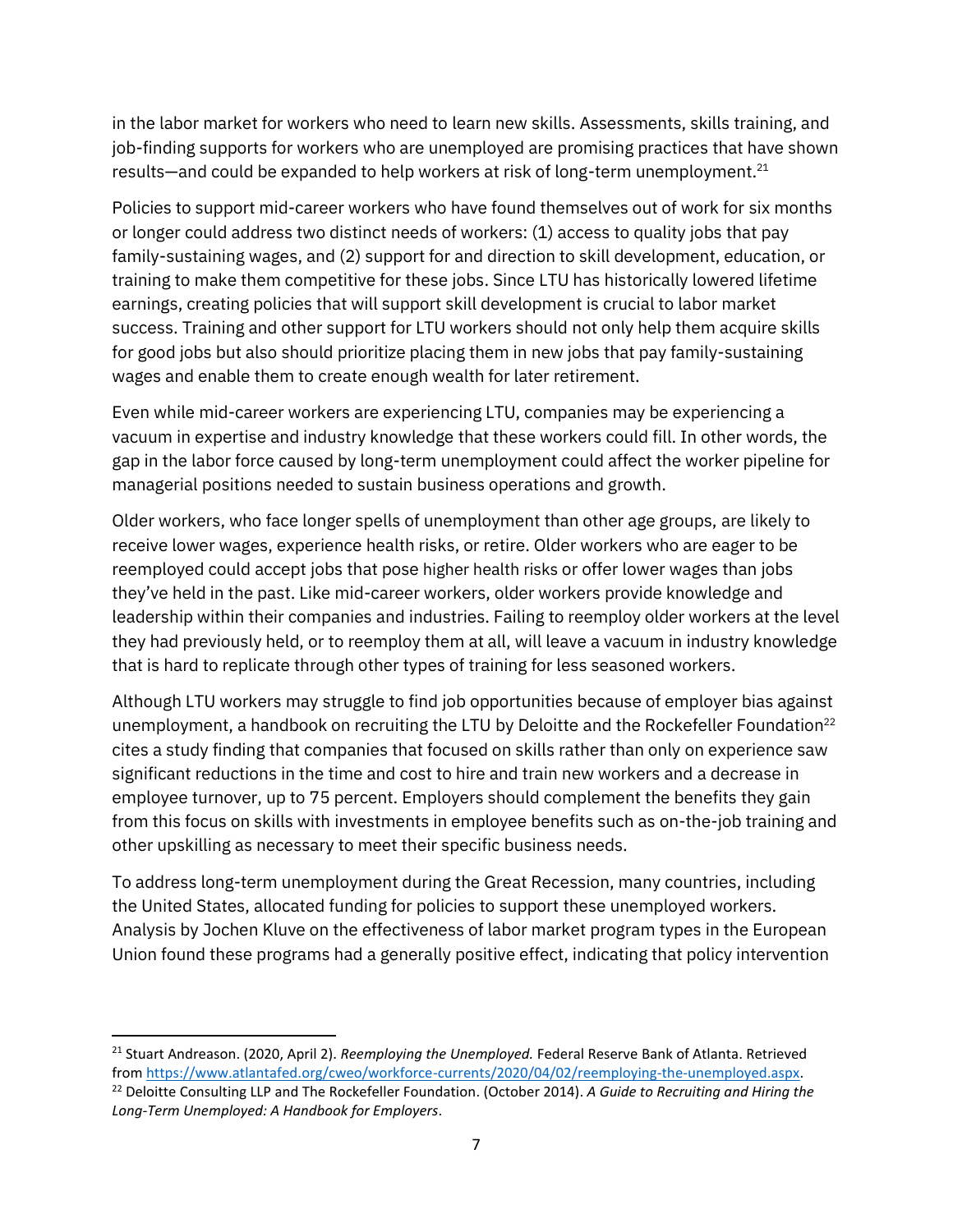in the labor market for workers who need to learn new skills. Assessments, skills training, and job-finding supports for workers who are unemployed are promising practices that have shown results—and could be expanded to help workers at risk of long-term unemployment.[21]

Policies to support mid-career workers who have found themselves out of work for six months or longer could address two distinct needs of workers: (1) access to quality jobs that pay family-sustaining wages, and (2) support for and direction to skill development, education, or training to make them competitive for these jobs. Since LTU has historically lowered lifetime earnings, creating policies that will support skill development is crucial to labor market success. Training and other support for LTU workers should not only help them acquire skills for good jobs but also should prioritize placing them in new jobs that pay family-sustaining wages and enable them to create enough wealth for later retirement.

Even while mid-career workers are experiencing LTU, companies may be experiencing a vacuum in expertise and industry knowledge that these workers could fill. In other words, the gap in the labor force caused by long-term unemployment could affect the worker pipeline for managerial positions needed to sustain business operations and growth.

Older workers, who face longer spells of unemployment than other age groups, are likely to receive lower wages, experience health risks, or retire. Older workers who are eager to be reemployed could accept jobs that pose higher health risks or offer lower wages than jobs they've held in the past. Like mid-career workers, older workers provide knowledge and leadership within their companies and industries. Failing to reemploy older workers at the level they had previously held, or to reemploy them at all, will leave a vacuum in industry knowledge that is hard to replicate through other types of training for less seasoned workers.

Although LTU workers may struggle to find job opportunities because of employer bias against unemployment, a handbook on recruiting the LTU by Deloitte and the Rockefeller Foundation[22] cites a study finding that companies that focused on skills rather than only on experience saw significant reductions in the time and cost to hire and train new workers and a decrease in employee turnover, up to 75 percent. Employers should complement the benefits they gain from this focus on skills with investments in employee benefits such as on-the-job training and other upskilling as necessary to meet their specific business needs.

To address long-term unemployment during the Great Recession, many countries, including the United States, allocated funding for policies to support these unemployed workers. Analysis by Jochen Kluve on the effectiveness of labor market program types in the European Union found these programs had a generally positive effect, indicating that policy intervention

---

[21] Stuart Andreason. (2020, April 2). *Reemploying the Unemployed.* Federal Reserve Bank of Atlanta. Retrieved from https://www.atlantafed.org/cweo/workforce-currents/2020/04/02/reemploying-the-unemployed.aspx.

[22] Deloitte Consulting LLP and The Rockefeller Foundation. (October 2014). *A Guide to Recruiting and Hiring the Long-Term Unemployed: A Handbook for Employers*.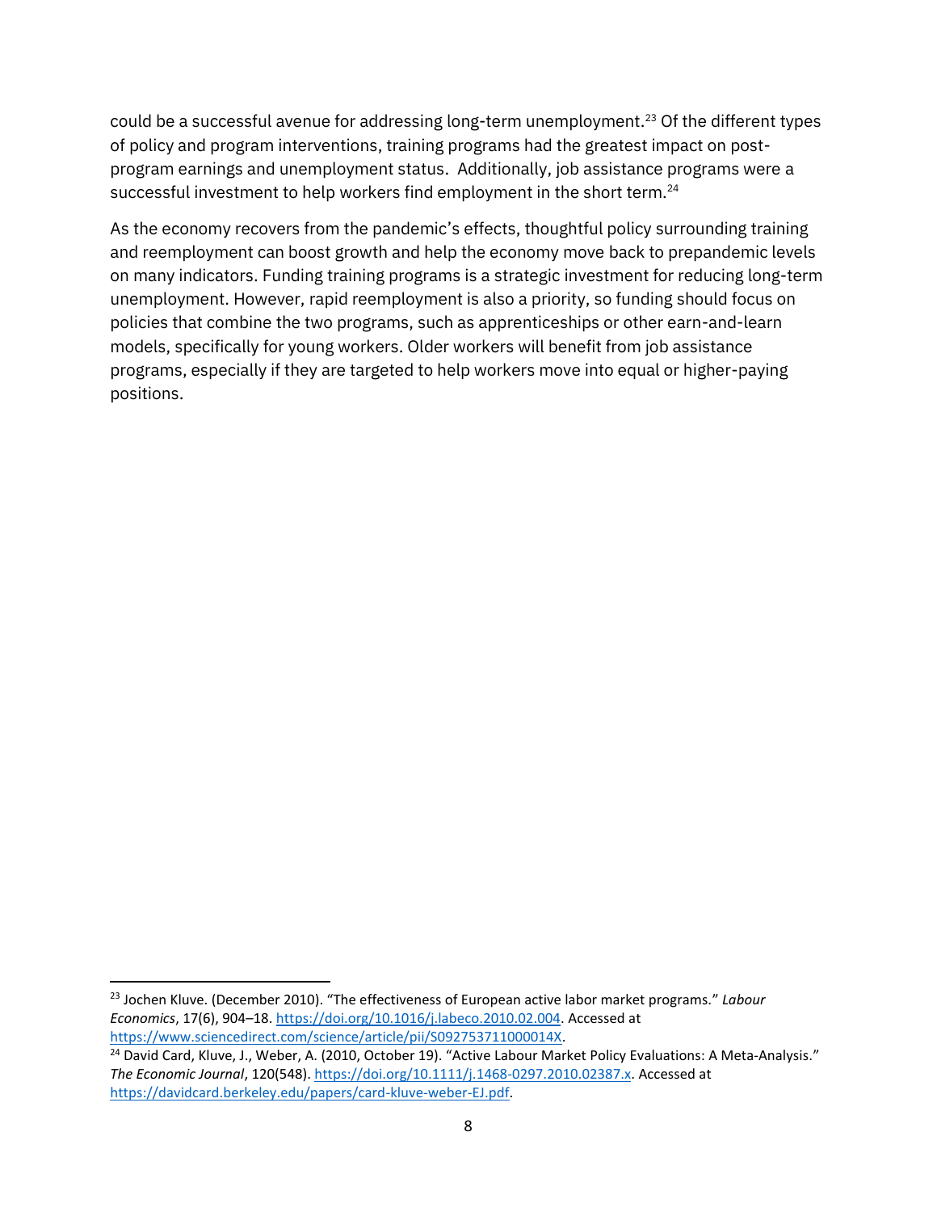could be a successful avenue for addressing long-term unemployment.[23] Of the different types of policy and program interventions, training programs had the greatest impact on post-program earnings and unemployment status. Additionally, job assistance programs were a successful investment to help workers find employment in the short term.[24]

As the economy recovers from the pandemic's effects, thoughtful policy surrounding training and reemployment can boost growth and help the economy move back to prepandemic levels on many indicators. Funding training programs is a strategic investment for reducing long-term unemployment. However, rapid reemployment is also a priority, so funding should focus on policies that combine the two programs, such as apprenticeships or other earn-and-learn models, specifically for young workers. Older workers will benefit from job assistance programs, especially if they are targeted to help workers move into equal or higher-paying positions.

---

[23] Jochen Kluve. (December 2010). "The effectiveness of European active labor market programs." *Labour Economics*, 17(6), 904–18. https://doi.org/10.1016/j.labeco.2010.02.004. Accessed at https://www.sciencedirect.com/science/article/pii/S092753711000014X.

[24] David Card, Kluve, J., Weber, A. (2010, October 19). "Active Labour Market Policy Evaluations: A Meta-Analysis." *The Economic Journal*, 120(548). https://doi.org/10.1111/j.1468-0297.2010.02387.x. Accessed at https://davidcard.berkeley.edu/papers/card-kluve-weber-EJ.pdf.